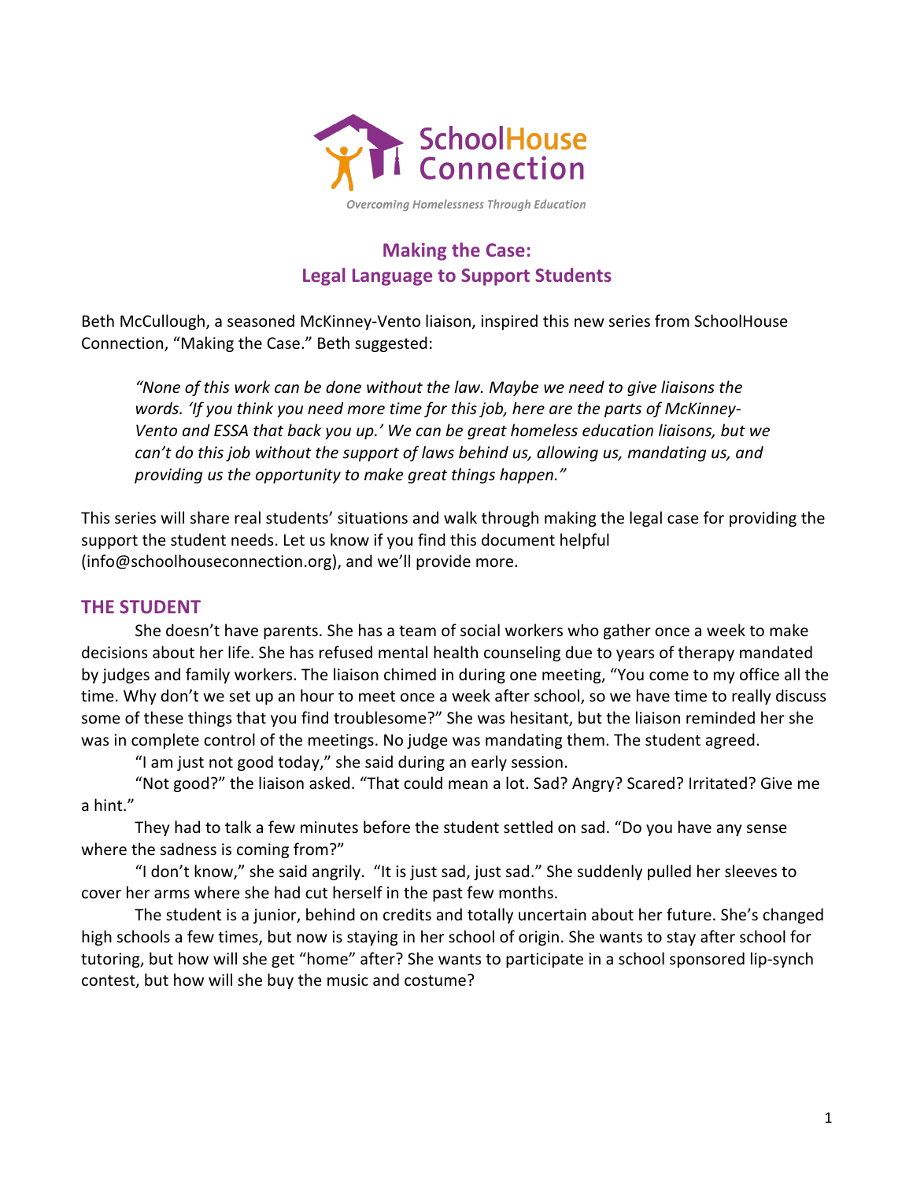SchoolHouse Connection

*Overcoming Homelessness Through Education*

## Making the Case: Legal Language to Support Students

Beth McCullough, a seasoned McKinney-Vento liaison, inspired this new series from SchoolHouse Connection, "Making the Case." Beth suggested:

> *"None of this work can be done without the law. Maybe we need to give liaisons the words. 'If you think you need more time for this job, here are the parts of McKinney-Vento and ESSA that back you up.' We can be great homeless education liaisons, but we can't do this job without the support of laws behind us, allowing us, mandating us, and providing us the opportunity to make great things happen."*

This series will share real students' situations and walk through making the legal case for providing the support the student needs. Let us know if you find this document helpful (info@schoolhouseconnection.org), and we'll provide more.

## THE STUDENT

She doesn't have parents. She has a team of social workers who gather once a week to make decisions about her life. She has refused mental health counseling due to years of therapy mandated by judges and family workers. The liaison chimed in during one meeting, "You come to my office all the time. Why don't we set up an hour to meet once a week after school, so we have time to really discuss some of these things that you find troublesome?" She was hesitant, but the liaison reminded her she was in complete control of the meetings. No judge was mandating them. The student agreed.

"I am just not good today," she said during an early session.

"Not good?" the liaison asked. "That could mean a lot. Sad? Angry? Scared? Irritated? Give me a hint."

They had to talk a few minutes before the student settled on sad. "Do you have any sense where the sadness is coming from?"

"I don't know," she said angrily. "It is just sad, just sad." She suddenly pulled her sleeves to cover her arms where she had cut herself in the past few months.

The student is a junior, behind on credits and totally uncertain about her future. She's changed high schools a few times, but now is staying in her school of origin. She wants to stay after school for tutoring, but how will she get "home" after? She wants to participate in a school sponsored lip-synch contest, but how will she buy the music and costume?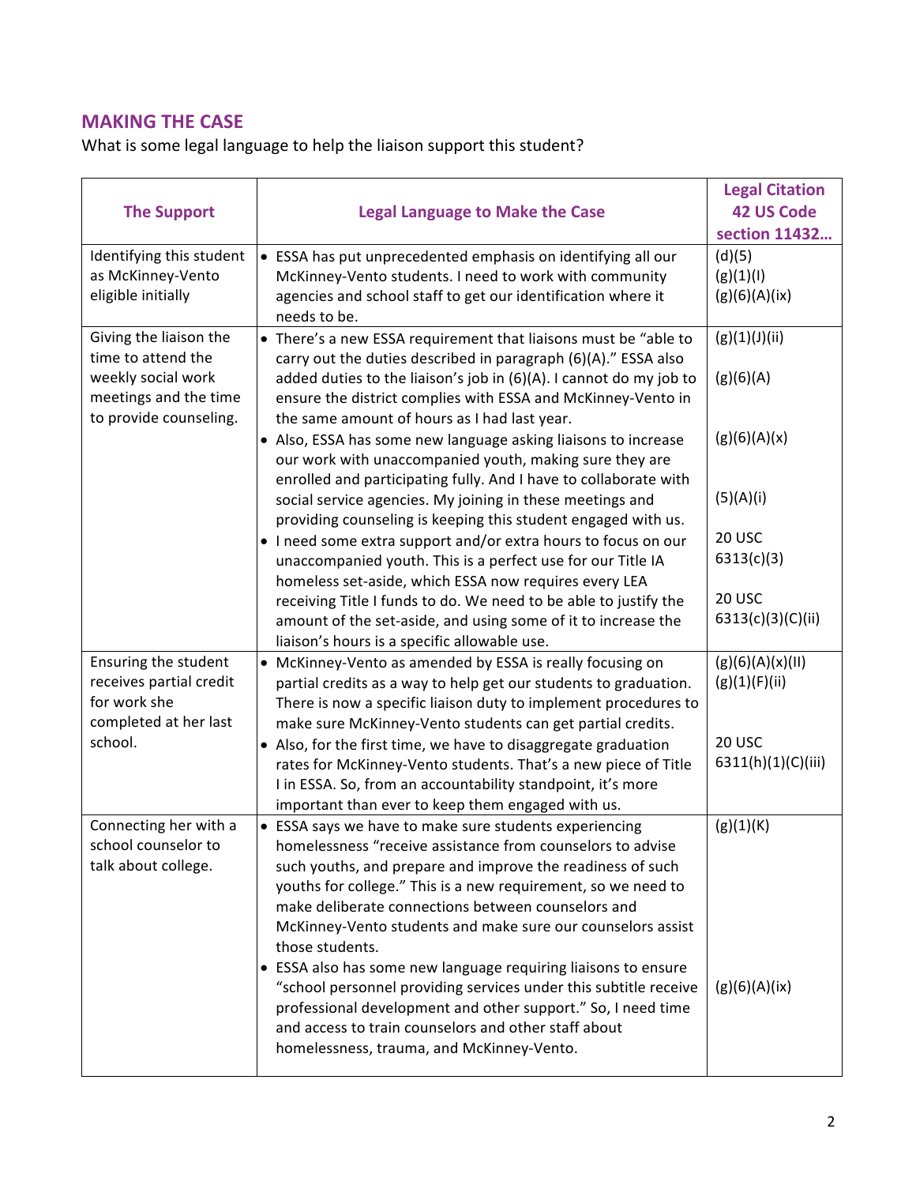## MAKING THE CASE

What is some legal language to help the liaison support this student?

| The Support | Legal Language to Make the Case | Legal Citation 42 US Code section 11432… |
|---|---|---|
| Identifying this student as McKinney-Vento eligible initially | • ESSA has put unprecedented emphasis on identifying all our McKinney-Vento students. I need to work with community agencies and school staff to get our identification where it needs to be. | (d)(5)<br>(g)(1)(I)<br>(g)(6)(A)(ix) |
| Giving the liaison the time to attend the weekly social work meetings and the time to provide counseling. | • There's a new ESSA requirement that liaisons must be "able to carry out the duties described in paragraph (6)(A)." ESSA also added duties to the liaison's job in (6)(A). I cannot do my job to ensure the district complies with ESSA and McKinney-Vento in the same amount of hours as I had last year.<br>• Also, ESSA has some new language asking liaisons to increase our work with unaccompanied youth, making sure they are enrolled and participating fully. And I have to collaborate with social service agencies. My joining in these meetings and providing counseling is keeping this student engaged with us.<br>• I need some extra support and/or extra hours to focus on our unaccompanied youth. This is a perfect use for our Title IA homeless set-aside, which ESSA now requires every LEA receiving Title I funds to do. We need to be able to justify the amount of the set-aside, and using some of it to increase the liaison's hours is a specific allowable use. | (g)(1)(J)(ii)<br>(g)(6)(A)<br>(g)(6)(A)(x)<br>(5)(A)(i)<br>20 USC 6313(c)(3)<br>20 USC 6313(c)(3)(C)(ii) |
| Ensuring the student receives partial credit for work she completed at her last school. | • McKinney-Vento as amended by ESSA is really focusing on partial credits as a way to help get our students to graduation. There is now a specific liaison duty to implement procedures to make sure McKinney-Vento students can get partial credits.<br>• Also, for the first time, we have to disaggregate graduation rates for McKinney-Vento students. That's a new piece of Title I in ESSA. So, from an accountability standpoint, it's more important than ever to keep them engaged with us. | (g)(6)(A)(x)(II)<br>(g)(1)(F)(ii)<br>20 USC 6311(h)(1)(C)(iii) |
| Connecting her with a school counselor to talk about college. | • ESSA says we have to make sure students experiencing homelessness "receive assistance from counselors to advise such youths, and prepare and improve the readiness of such youths for college." This is a new requirement, so we need to make deliberate connections between counselors and McKinney-Vento students and make sure our counselors assist those students.<br>• ESSA also has some new language requiring liaisons to ensure "school personnel providing services under this subtitle receive professional development and other support." So, I need time and access to train counselors and other staff about homelessness, trauma, and McKinney-Vento. | (g)(1)(K)<br>(g)(6)(A)(ix) |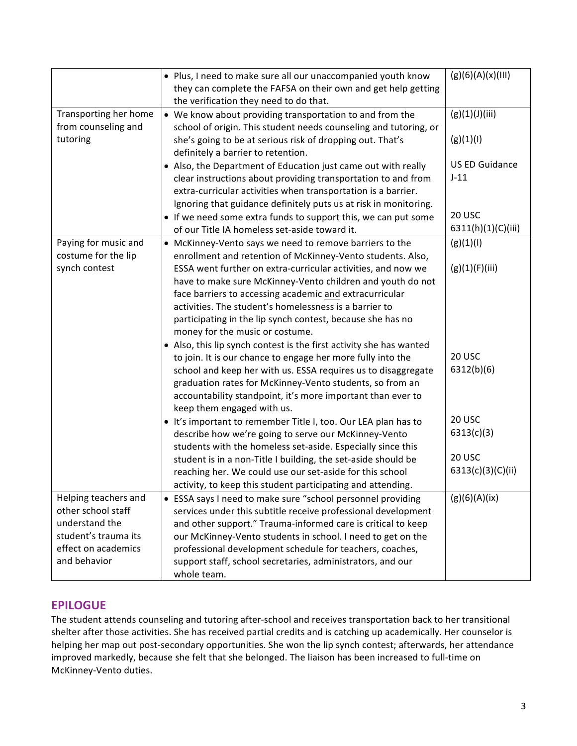| | | |
|---|---|---|
| | • Plus, I need to make sure all our unaccompanied youth know they can complete the FAFSA on their own and get help getting the verification they need to do that. | (g)(6)(A)(x)(III) |
| Transporting her home from counseling and tutoring | • We know about providing transportation to and from the school of origin. This student needs counseling and tutoring, or she's going to be at serious risk of dropping out. That's definitely a barrier to retention.<br>• Also, the Department of Education just came out with really clear instructions about providing transportation to and from extra-curricular activities when transportation is a barrier. Ignoring that guidance definitely puts us at risk in monitoring.<br>• If we need some extra funds to support this, we can put some of our Title IA homeless set-aside toward it. | (g)(1)(J)(iii)<br><br>(g)(1)(I)<br><br>US ED Guidance J-11<br><br>20 USC 6311(h)(1)(C)(iii) |
| Paying for music and costume for the lip synch contest | • McKinney-Vento says we need to remove barriers to the enrollment and retention of McKinney-Vento students. Also, ESSA went further on extra-curricular activities, and now we have to make sure McKinney-Vento children and youth do not face barriers to accessing academic <u>and</u> extracurricular activities. The student's homelessness is a barrier to participating in the lip synch contest, because she has no money for the music or costume.<br>• Also, this lip synch contest is the first activity she has wanted to join. It is our chance to engage her more fully into the school and keep her with us. ESSA requires us to disaggregate graduation rates for McKinney-Vento students, so from an accountability standpoint, it's more important than ever to keep them engaged with us.<br>• It's important to remember Title I, too. Our LEA plan has to describe how we're going to serve our McKinney-Vento students with the homeless set-aside. Especially since this student is in a non-Title I building, the set-aside should be reaching her. We could use our set-aside for this school activity, to keep this student participating and attending. | (g)(1)(I)<br><br>(g)(1)(F)(iii)<br><br>20 USC 6312(b)(6)<br><br>20 USC 6313(c)(3)<br><br>20 USC 6313(c)(3)(C)(ii) |
| Helping teachers and other school staff understand the student's trauma its effect on academics and behavior | • ESSA says I need to make sure "school personnel providing services under this subtitle receive professional development and other support." Trauma-informed care is critical to keep our McKinney-Vento students in school. I need to get on the professional development schedule for teachers, coaches, support staff, school secretaries, administrators, and our whole team. | (g)(6)(A)(ix) |

## EPILOGUE

The student attends counseling and tutoring after-school and receives transportation back to her transitional shelter after those activities. She has received partial credits and is catching up academically. Her counselor is helping her map out post-secondary opportunities. She won the lip synch contest; afterwards, her attendance improved markedly, because she felt that she belonged. The liaison has been increased to full-time on McKinney-Vento duties.